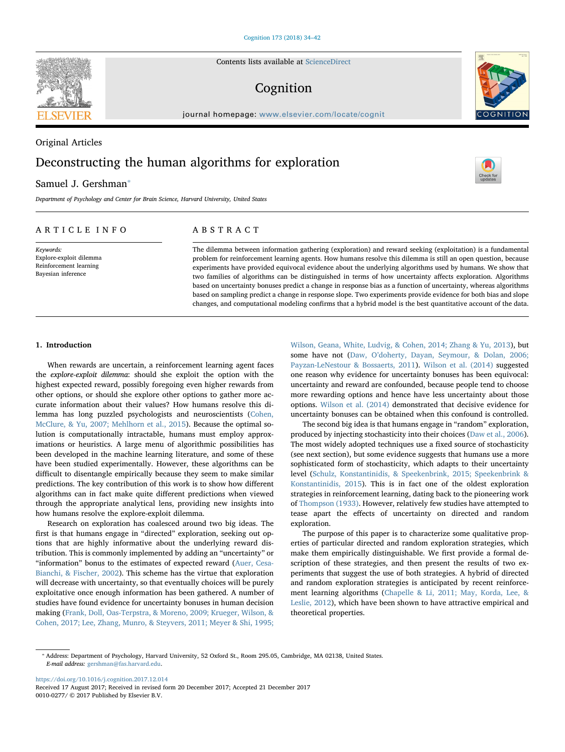Original Articles

# Deconstructing the human algorithms for exploration

Samuel J. Gershman*

*Department of Psychology and Center for Brain Science, Harvard University, United States*

## ARTICLE INFO

*Keywords:*
Explore-exploit dilemma
Reinforcement learning
Bayesian inference

## ABSTRACT

The dilemma between information gathering (exploration) and reward seeking (exploitation) is a fundamental problem for reinforcement learning agents. How humans resolve this dilemma is still an open question, because experiments have provided equivocal evidence about the underlying algorithms used by humans. We show that two families of algorithms can be distinguished in terms of how uncertainty affects exploration. Algorithms based on uncertainty bonuses predict a change in response bias as a function of uncertainty, whereas algorithms based on sampling predict a change in response slope. Two experiments provide evidence for both bias and slope changes, and computational modeling confirms that a hybrid model is the best quantitative account of the data.

## 1. Introduction

When rewards are uncertain, a reinforcement learning agent faces the *explore-exploit dilemma*: should she exploit the option with the highest expected reward, possibly foregoing even higher rewards from other options, or should she explore other options to gather more accurate information about their values? How humans resolve this dilemma has long puzzled psychologists and neuroscientists (Cohen, McClure, & Yu, 2007; Mehlhorn et al., 2015). Because the optimal solution is computationally intractable, humans must employ approximations or heuristics. A large menu of algorithmic possibilities has been developed in the machine learning literature, and some of these have been studied experimentally. However, these algorithms can be difficult to disentangle empirically because they seem to make similar predictions. The key contribution of this work is to show how different algorithms can in fact make quite different predictions when viewed through the appropriate analytical lens, providing new insights into how humans resolve the explore-exploit dilemma.

Research on exploration has coalesced around two big ideas. The first is that humans engage in "directed" exploration, seeking out options that are highly informative about the underlying reward distribution. This is commonly implemented by adding an "uncertainty" or "information" bonus to the estimates of expected reward (Auer, Cesa-Bianchi, & Fischer, 2002). This scheme has the virtue that exploration will decrease with uncertainty, so that eventually choices will be purely exploitative once enough information has been gathered. A number of studies have found evidence for uncertainty bonuses in human decision making (Frank, Doll, Oas-Terpstra, & Moreno, 2009; Krueger, Wilson, & Cohen, 2017; Lee, Zhang, Munro, & Steyvers, 2011; Meyer & Shi, 1995; Wilson, Geana, White, Ludvig, & Cohen, 2014; Zhang & Yu, 2013), but some have not (Daw, O'doherty, Dayan, Seymour, & Dolan, 2006; Payzan-LeNestour & Bossaerts, 2011). Wilson et al. (2014) suggested one reason why evidence for uncertainty bonuses has been equivocal: uncertainty and reward are confounded, because people tend to choose more rewarding options and hence have less uncertainty about those options. Wilson et al. (2014) demonstrated that decisive evidence for uncertainty bonuses can be obtained when this confound is controlled.

The second big idea is that humans engage in "random" exploration, produced by injecting stochasticity into their choices (Daw et al., 2006). The most widely adopted techniques use a fixed source of stochasticity (see next section), but some evidence suggests that humans use a more sophisticated form of stochasticity, which adapts to their uncertainty level (Schulz, Konstantinidis, & Speekenbrink, 2015; Speekenbrink & Konstantinidis, 2015). This is in fact one of the oldest exploration strategies in reinforcement learning, dating back to the pioneering work of Thompson (1933). However, relatively few studies have attempted to tease apart the effects of uncertainty on directed and random exploration.

The purpose of this paper is to characterize some qualitative properties of particular directed and random exploration strategies, which make them empirically distinguishable. We first provide a formal description of these strategies, and then present the results of two experiments that suggest the use of both strategies. A hybrid of directed and random exploration strategies is anticipated by recent reinforcement learning algorithms (Chapelle & Li, 2011; May, Korda, Lee, & Leslie, 2012), which have been shown to have attractive empirical and theoretical properties.

* Address: Department of Psychology, Harvard University, 52 Oxford St., Room 295.05, Cambridge, MA 02138, United States.
*E-mail address:* gershman@fas.harvard.edu.

https://doi.org/10.1016/j.cognition.2017.12.014
Received 17 August 2017; Received in revised form 20 December 2017; Accepted 21 December 2017
0010-0277/ © 2017 Published by Elsevier B.V.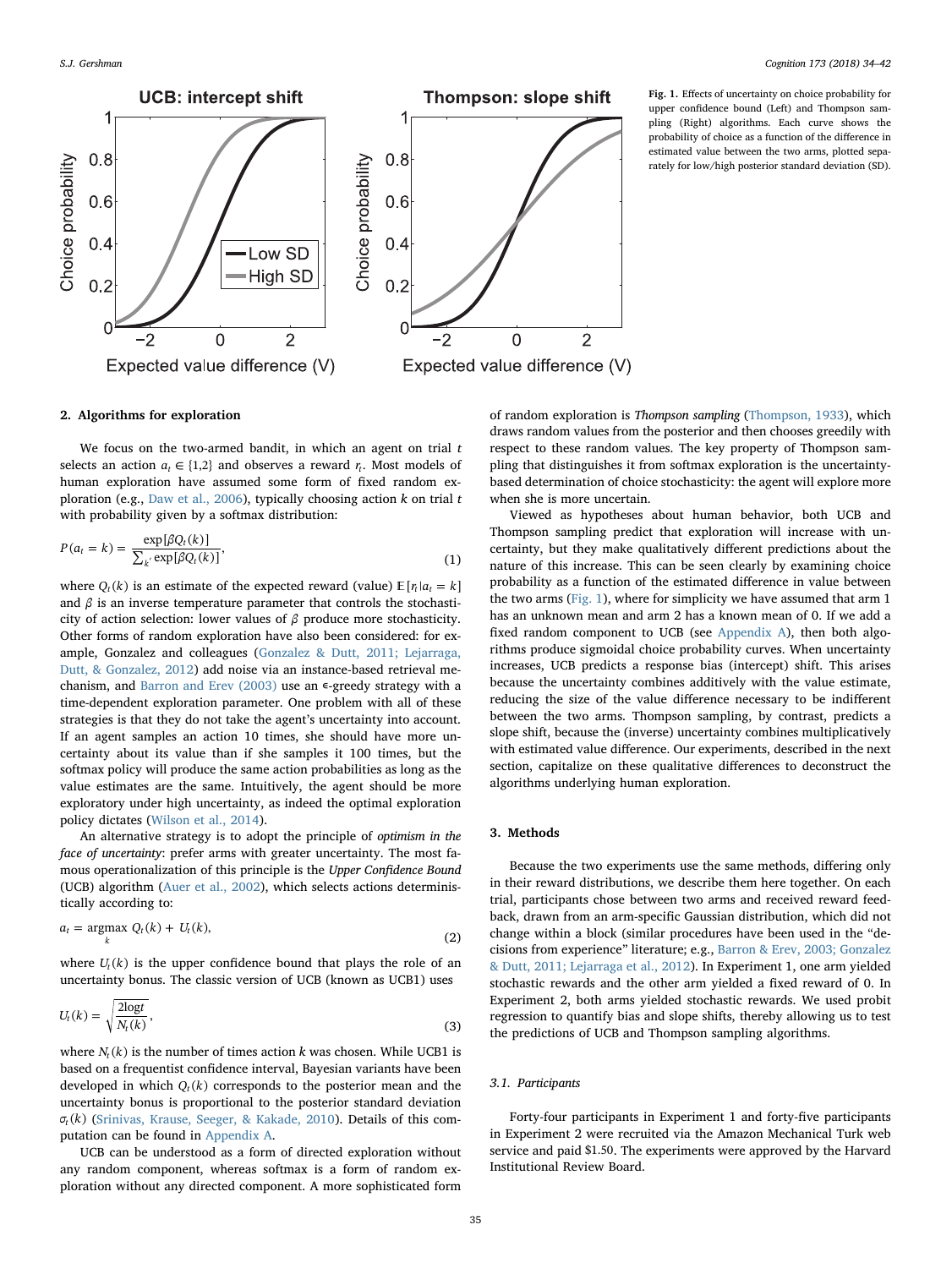Fig. 1. Effects of uncertainty on choice probability for upper confidence bound (Left) and Thompson sampling (Right) algorithms. Each curve shows the probability of choice as a function of the difference in estimated value between the two arms, plotted separately for low/high posterior standard deviation (SD).

## 2. Algorithms for exploration

We focus on the two-armed bandit, in which an agent on trial $t$ selects an action $a_t \in \{1,2\}$ and observes a reward $r_t$. Most models of human exploration have assumed some form of fixed random exploration (e.g., Daw et al., 2006), typically choosing action $k$ on trial $t$ with probability given by a softmax distribution:

$$P(a_t = k) = \frac{\exp[\beta Q_t(k)]}{\sum_{k'} \exp[\beta Q_t(k)]}, \tag{1}$$

where $Q_t(k)$ is an estimate of the expected reward (value) $\mathbb{E}[r_t|a_t = k]$ and $\beta$ is an inverse temperature parameter that controls the stochasticity of action selection: lower values of $\beta$ produce more stochasticity. Other forms of random exploration have also been considered: for example, Gonzalez and colleagues (Gonzalez & Dutt, 2011; Lejarraga, Dutt, & Gonzalez, 2012) add noise via an instance-based retrieval mechanism, and Barron and Erev (2003) use an $\epsilon$-greedy strategy with a time-dependent exploration parameter. One problem with all of these strategies is that they do not take the agent's uncertainty into account. If an agent samples an action 10 times, she should have more uncertainty about its value than if she samples it 100 times, but the softmax policy will produce the same action probabilities as long as the value estimates are the same. Intuitively, the agent should be more exploratory under high uncertainty, as indeed the optimal exploration policy dictates (Wilson et al., 2014).

An alternative strategy is to adopt the principle of *optimism in the face of uncertainty*: prefer arms with greater uncertainty. The most famous operationalization of this principle is the *Upper Confidence Bound* (UCB) algorithm (Auer et al., 2002), which selects actions deterministically according to:

$$a_t = \underset{k}{\operatorname{argmax}}\ Q_t(k) + U_t(k), \tag{2}$$

where $U_t(k)$ is the upper confidence bound that plays the role of an uncertainty bonus. The classic version of UCB (known as UCB1) uses

$$U_t(k) = \sqrt{\frac{2\log t}{N_t(k)}}, \tag{3}$$

where $N_t(k)$ is the number of times action $k$ was chosen. While UCB1 is based on a frequentist confidence interval, Bayesian variants have been developed in which $Q_t(k)$ corresponds to the posterior mean and the uncertainty bonus is proportional to the posterior standard deviation $\sigma_t(k)$ (Srinivas, Krause, Seeger, & Kakade, 2010). Details of this computation can be found in Appendix A.

UCB can be understood as a form of directed exploration without any random component, whereas softmax is a form of random exploration without any directed component. A more sophisticated form of random exploration is *Thompson sampling* (Thompson, 1933), which draws random values from the posterior and then chooses greedily with respect to these random values. The key property of Thompson sampling that distinguishes it from softmax exploration is the uncertainty-based determination of choice stochasticity: the agent will explore more when she is more uncertain.

Viewed as hypotheses about human behavior, both UCB and Thompson sampling predict that exploration will increase with uncertainty, but they make qualitatively different predictions about the nature of this increase. This can be seen clearly by examining choice probability as a function of the estimated difference in value between the two arms (Fig. 1), where for simplicity we have assumed that arm 1 has an unknown mean and arm 2 has a known mean of 0. If we add a fixed random component to UCB (see Appendix A), then both algorithms produce sigmoidal choice probability curves. When uncertainty increases, UCB predicts a response bias (intercept) shift. This arises because the uncertainty combines additively with the value estimate, reducing the size of the value difference necessary to be indifferent between the two arms. Thompson sampling, by contrast, predicts a slope shift, because the (inverse) uncertainty combines multiplicatively with estimated value difference. Our experiments, described in the next section, capitalize on these qualitative differences to deconstruct the algorithms underlying human exploration.

## 3. Methods

Because the two experiments use the same methods, differing only in their reward distributions, we describe them here together. On each trial, participants chose between two arms and received reward feedback, drawn from an arm-specific Gaussian distribution, which did not change within a block (similar procedures have been used in the "decisions from experience" literature; e.g., Barron & Erev, 2003; Gonzalez & Dutt, 2011; Lejarraga et al., 2012). In Experiment 1, one arm yielded stochastic rewards and the other arm yielded a fixed reward of 0. In Experiment 2, both arms yielded stochastic rewards. We used probit regression to quantify bias and slope shifts, thereby allowing us to test the predictions of UCB and Thompson sampling algorithms.

### 3.1. Participants

Forty-four participants in Experiment 1 and forty-five participants in Experiment 2 were recruited via the Amazon Mechanical Turk web service and paid $1.50. The experiments were approved by the Harvard Institutional Review Board.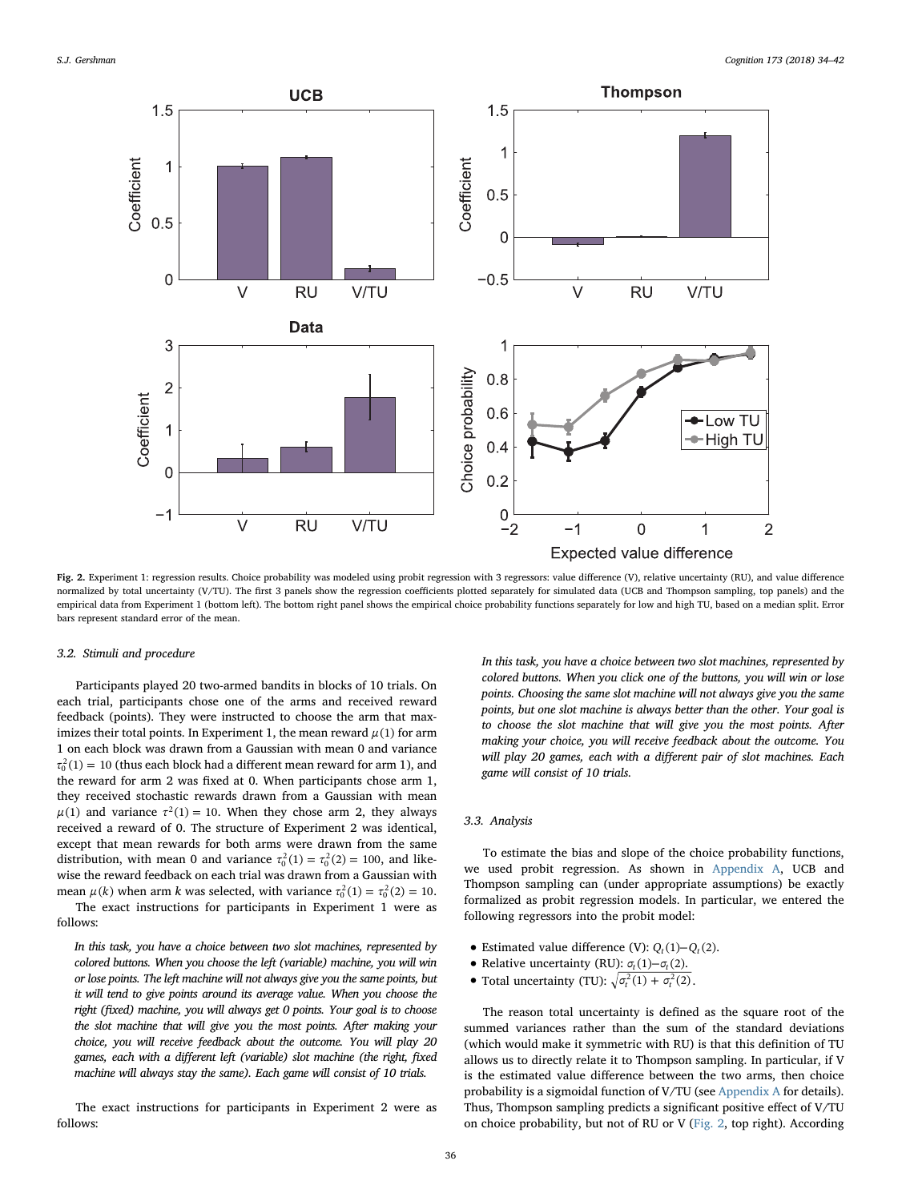**Fig. 2.** Experiment 1: regression results. Choice probability was modeled using probit regression with 3 regressors: value difference (V), relative uncertainty (RU), and value difference normalized by total uncertainty (V/TU). The first 3 panels show the regression coefficients plotted separately for simulated data (UCB and Thompson sampling, top panels) and the empirical data from Experiment 1 (bottom left). The bottom right panel shows the empirical choice probability functions separately for low and high TU, based on a median split. Error bars represent standard error of the mean.

### 3.2. Stimuli and procedure

Participants played 20 two-armed bandits in blocks of 10 trials. On each trial, participants chose one of the arms and received reward feedback (points). They were instructed to choose the arm that maximizes their total points. In Experiment 1, the mean reward $\mu(1)$ for arm 1 on each block was drawn from a Gaussian with mean 0 and variance $\tau_0^2(1) = 10$ (thus each block had a different mean reward for arm 1), and the reward for arm 2 was fixed at 0. When participants chose arm 1, they received stochastic rewards drawn from a Gaussian with mean $\mu(1)$ and variance $\tau^2(1) = 10$. When they chose arm 2, they always received a reward of 0. The structure of Experiment 2 was identical, except that mean rewards for both arms were drawn from the same distribution, with mean 0 and variance $\tau_0^2(1) = \tau_0^2(2) = 100$, and likewise the reward feedback on each trial was drawn from a Gaussian with mean $\mu(k)$ when arm $k$ was selected, with variance $\tau_0^2(1) = \tau_0^2(2) = 10$.

The exact instructions for participants in Experiment 1 were as follows:

> *In this task, you have a choice between two slot machines, represented by colored buttons. When you choose the left (variable) machine, you will win or lose points. The left machine will not always give you the same points, but it will tend to give points around its average value. When you choose the right (fixed) machine, you will always get 0 points. Your goal is to choose the slot machine that will give you the most points. After making your choice, you will receive feedback about the outcome. You will play 20 games, each with a different left (variable) slot machine (the right, fixed machine will always stay the same). Each game will consist of 10 trials.*

The exact instructions for participants in Experiment 2 were as follows:

> *In this task, you have a choice between two slot machines, represented by colored buttons. When you click one of the buttons, you will win or lose points. Choosing the same slot machine will not always give you the same points, but one slot machine is always better than the other. Your goal is to choose the slot machine that will give you the most points. After making your choice, you will receive feedback about the outcome. You will play 20 games, each with a different pair of slot machines. Each game will consist of 10 trials.*

### 3.3. Analysis

To estimate the bias and slope of the choice probability functions, we used probit regression. As shown in Appendix A, UCB and Thompson sampling can (under appropriate assumptions) be exactly formalized as probit regression models. In particular, we entered the following regressors into the probit model:

- Estimated value difference (V): $Q_t(1)-Q_t(2)$.
- Relative uncertainty (RU): $\sigma_t(1)-\sigma_t(2)$.
- Total uncertainty (TU): $\sqrt{\sigma_t^2(1)+\sigma_t^2(2)}$.

The reason total uncertainty is defined as the square root of the summed variances rather than the sum of the standard deviations (which would make it symmetric with RU) is that this definition of TU allows us to directly relate it to Thompson sampling. In particular, if V is the estimated value difference between the two arms, then choice probability is a sigmoidal function of V/TU (see Appendix A for details). Thus, Thompson sampling predicts a significant positive effect of V/TU on choice probability, but not of RU or V (Fig. 2, top right). According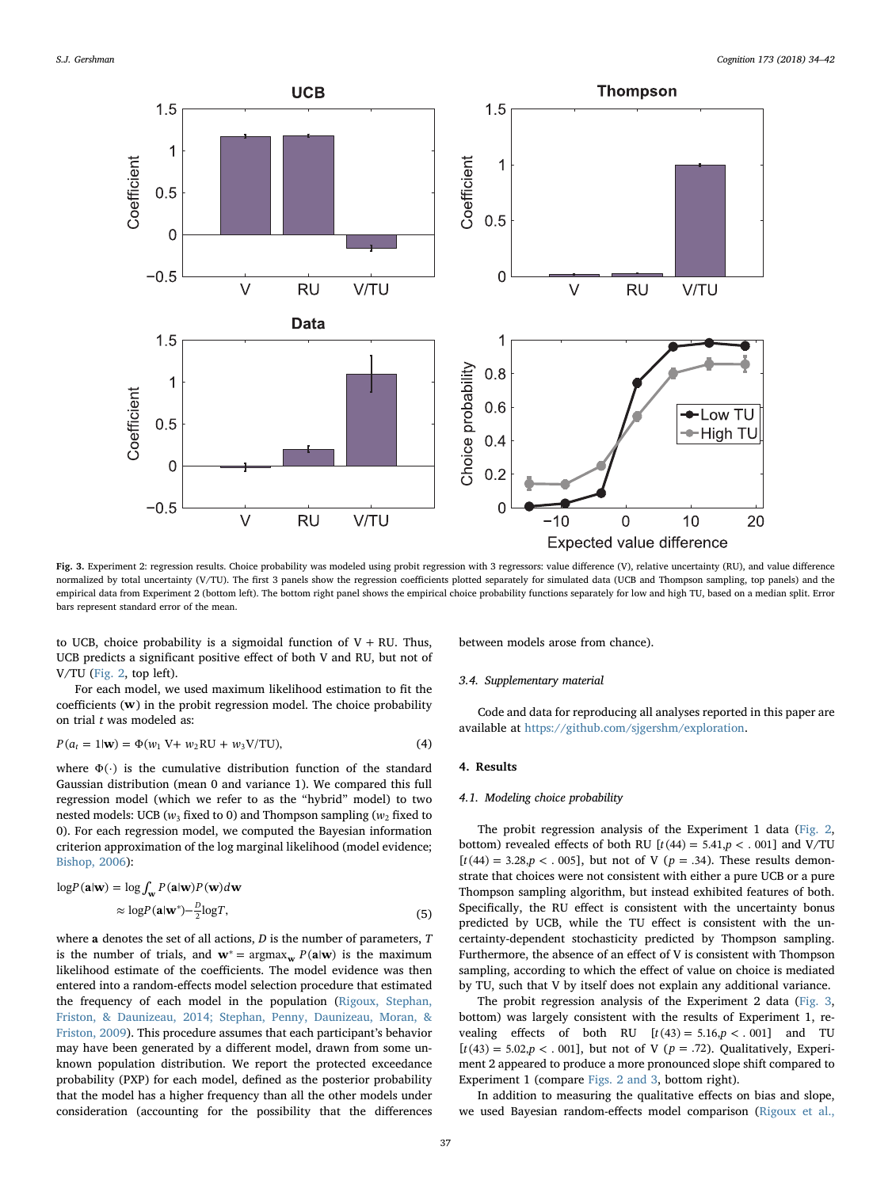Fig. 3. Experiment 2: regression results. Choice probability was modeled using probit regression with 3 regressors: value difference (V), relative uncertainty (RU), and value difference normalized by total uncertainty (V/TU). The first 3 panels show the regression coefficients plotted separately for simulated data (UCB and Thompson sampling, top panels) and the empirical data from Experiment 2 (bottom left). The bottom right panel shows the empirical choice probability functions separately for low and high TU, based on a median split. Error bars represent standard error of the mean.

to UCB, choice probability is a sigmoidal function of V + RU. Thus, UCB predicts a significant positive effect of both V and RU, but not of V/TU (Fig. 2, top left).

For each model, we used maximum likelihood estimation to fit the coefficients ($\mathbf{w}$) in the probit regression model. The choice probability on trial $t$ was modeled as:

$$P(a_t = 1|\mathbf{w}) = \Phi(w_1\,\mathrm{V} + w_2\mathrm{RU} + w_3\mathrm{V/TU}), \tag{4}$$

where $\Phi(\cdot)$ is the cumulative distribution function of the standard Gaussian distribution (mean 0 and variance 1). We compared this full regression model (which we refer to as the "hybrid" model) to two nested models: UCB ($w_3$ fixed to 0) and Thompson sampling ($w_2$ fixed to 0). For each regression model, we computed the Bayesian information criterion approximation of the log marginal likelihood (model evidence; Bishop, 2006):

$$\log P(\mathbf{a}|\mathbf{w}) = \log \int_{\mathbf{w}} P(\mathbf{a}|\mathbf{w})P(\mathbf{w})d\mathbf{w} \approx \log P(\mathbf{a}|\mathbf{w}^{*}) - \frac{D}{2}\log T, \tag{5}$$

where $\mathbf{a}$ denotes the set of all actions, $D$ is the number of parameters, $T$ is the number of trials, and $\mathbf{w}^{*} = \mathrm{argmax}_{\mathbf{w}}\, P(\mathbf{a}|\mathbf{w})$ is the maximum likelihood estimate of the coefficients. The model evidence was then entered into a random-effects model selection procedure that estimated the frequency of each model in the population (Rigoux, Stephan, Friston, & Daunizeau, 2014; Stephan, Penny, Daunizeau, Moran, & Friston, 2009). This procedure assumes that each participant's behavior may have been generated by a different model, drawn from some unknown population distribution. We report the protected exceedance probability (PXP) for each model, defined as the posterior probability that the model has a higher frequency than all the other models under consideration (accounting for the possibility that the differences between models arose from chance).

### 3.4. Supplementary material

Code and data for reproducing all analyses reported in this paper are available at https://github.com/sjgershm/exploration.

## 4. Results

### 4.1. Modeling choice probability

The probit regression analysis of the Experiment 1 data (Fig. 2, bottom) revealed effects of both RU [$t(44) = 5.41, p < .001$] and V/TU [$t(44) = 3.28, p < .005$], but not of V ($p = .34$). These results demonstrate that choices were not consistent with either a pure UCB or a pure Thompson sampling algorithm, but instead exhibited features of both. Specifically, the RU effect is consistent with the uncertainty bonus predicted by UCB, while the TU effect is consistent with the uncertainty-dependent stochasticity predicted by Thompson sampling. Furthermore, the absence of an effect of V is consistent with Thompson sampling, according to which the effect of value on choice is mediated by TU, such that V by itself does not explain any additional variance.

The probit regression analysis of the Experiment 2 data (Fig. 3, bottom) was largely consistent with the results of Experiment 1, revealing effects of both RU [$t(43) = 5.16, p < .001$] and TU [$t(43) = 5.02, p < .001$], but not of V ($p = .72$). Qualitatively, Experiment 2 appeared to produce a more pronounced slope shift compared to Experiment 1 (compare Figs. 2 and 3, bottom right).

In addition to measuring the qualitative effects on bias and slope, we used Bayesian random-effects model comparison (Rigoux et al.,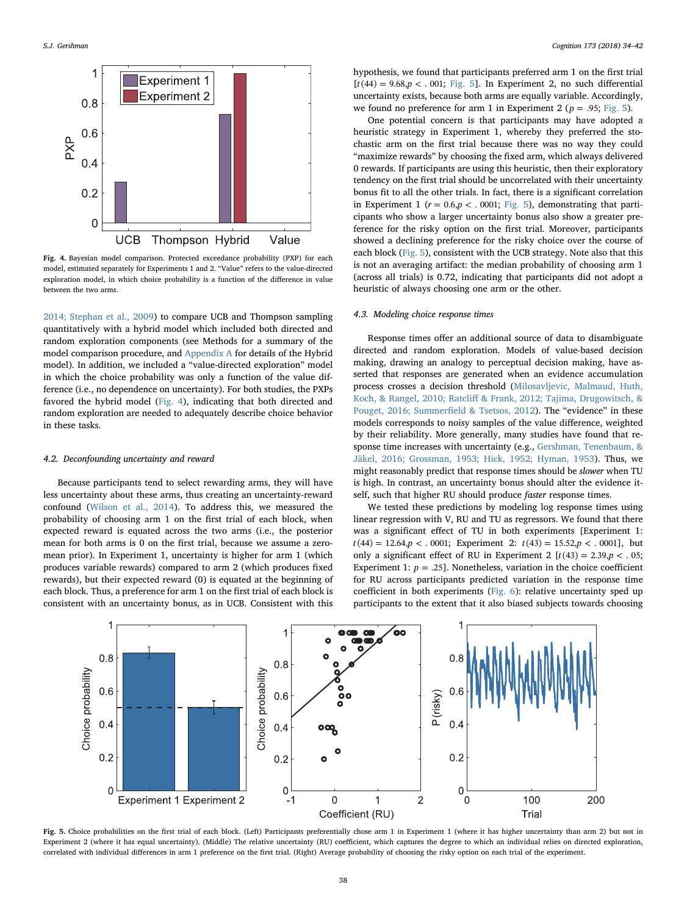Fig. 4. Bayesian model comparison. Protected exceedance probability (PXP) for each model, estimated separately for Experiments 1 and 2. "Value" refers to the value-directed exploration model, in which choice probability is a function of the difference in value between the two arms.

2014; Stephan et al., 2009) to compare UCB and Thompson sampling quantitatively with a hybrid model which included both directed and random exploration components (see Methods for a summary of the model comparison procedure, and Appendix A for details of the Hybrid model). In addition, we included a "value-directed exploration" model in which the choice probability was only a function of the value difference (i.e., no dependence on uncertainty). For both studies, the PXPs favored the hybrid model (Fig. 4), indicating that both directed and random exploration are needed to adequately describe choice behavior in these tasks.

### 4.2. Deconfounding uncertainty and reward

Because participants tend to select rewarding arms, they will have less uncertainty about these arms, thus creating an uncertainty-reward confound (Wilson et al., 2014). To address this, we measured the probability of choosing arm 1 on the first trial of each block, when expected reward is equated across the two arms (i.e., the posterior mean for both arms is 0 on the first trial, because we assume a zero-mean prior). In Experiment 1, uncertainty is higher for arm 1 (which produces variable rewards) compared to arm 2 (which produces fixed rewards), but their expected reward (0) is equated at the beginning of each block. Thus, a preference for arm 1 on the first trial of each block is consistent with an uncertainty bonus, as in UCB. Consistent with this hypothesis, we found that participants preferred arm 1 on the first trial [$t(44) = 9.68, p < .001$; Fig. 5]. In Experiment 2, no such differential uncertainty exists, because both arms are equally variable. Accordingly, we found no preference for arm 1 in Experiment 2 ($p = .95$; Fig. 5).

One potential concern is that participants may have adopted a heuristic strategy in Experiment 1, whereby they preferred the stochastic arm on the first trial because there was no way they could "maximize rewards" by choosing the fixed arm, which always delivered 0 rewards. If participants are using this heuristic, then their exploratory tendency on the first trial should be uncorrelated with their uncertainty bonus fit to all the other trials. In fact, there is a significant correlation in Experiment 1 ($r = 0.6, p < .0001$; Fig. 5), demonstrating that participants who show a larger uncertainty bonus also show a greater preference for the risky option on the first trial. Moreover, participants showed a declining preference for the risky choice over the course of each block (Fig. 5), consistent with the UCB strategy. Note also that this is not an averaging artifact: the median probability of choosing arm 1 (across all trials) is 0.72, indicating that participants did not adopt a heuristic of always choosing one arm or the other.

### 4.3. Modeling choice response times

Response times offer an additional source of data to disambiguate directed and random exploration. Models of value-based decision making, drawing an analogy to perceptual decision making, have asserted that responses are generated when an evidence accumulation process crosses a decision threshold (Milosavljevic, Malmaud, Huth, Koch, & Rangel, 2010; Ratcliff & Frank, 2012; Tajima, Drugowitsch, & Pouget, 2016; Summerfield & Tsetsos, 2012). The "evidence" in these models corresponds to noisy samples of the value difference, weighted by their reliability. More generally, many studies have found that response time increases with uncertainty (e.g., Gershman, Tenenbaum, & Jäkel, 2016; Grossman, 1953; Hick, 1952; Hyman, 1953). Thus, we might reasonably predict that response times should be *slower* when TU is high. In contrast, an uncertainty bonus should alter the evidence itself, such that higher RU should produce *faster* response times.

We tested these predictions by modeling log response times using linear regression with V, RU and TU as regressors. We found that there was a significant effect of TU in both experiments [Experiment 1: $t(44) = 12.64, p < .0001$; Experiment 2: $t(43) = 15.52, p < .0001$], but only a significant effect of RU in Experiment 2 [$t(43) = 2.39, p < .05$; Experiment 1: $p = .25$]. Nonetheless, variation in the choice coefficient for RU across participants predicted variation in the response time coefficient in both experiments (Fig. 6): relative uncertainty sped up participants to the extent that it also biased subjects towards choosing

Fig. 5. Choice probabilities on the first trial of each block. (Left) Participants preferentially chose arm 1 in Experiment 1 (where it has higher uncertainty than arm 2) but not in Experiment 2 (where it has equal uncertainty). (Middle) The relative uncertainty (RU) coefficient, which captures the degree to which an individual relies on directed exploration, correlated with individual differences in arm 1 preference on the first trial. (Right) Average probability of choosing the risky option on each trial of the experiment.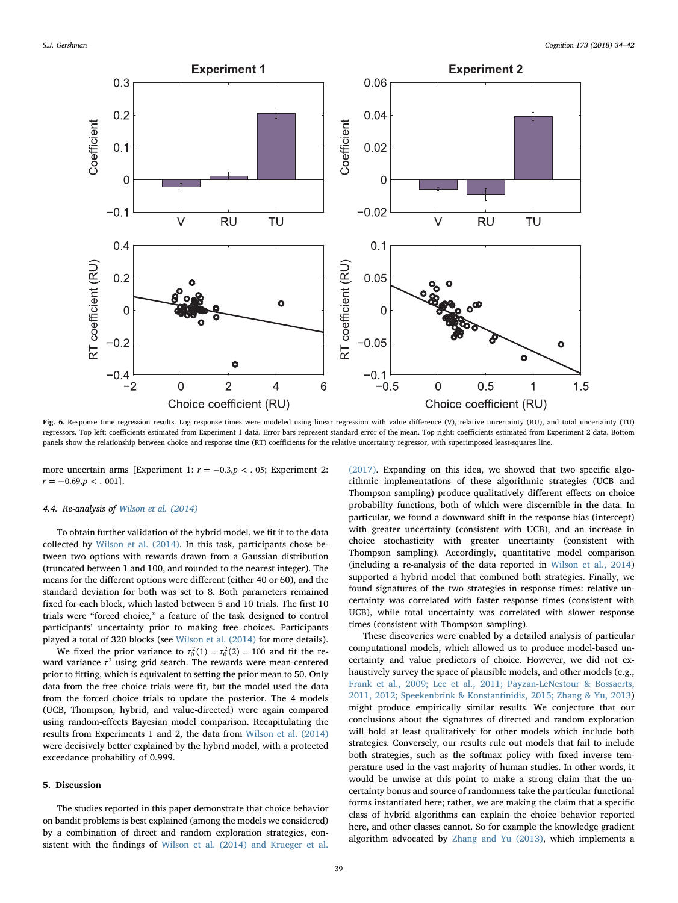Fig. 6. Response time regression results. Log response times were modeled using linear regression with value difference (V), relative uncertainty (RU), and total uncertainty (TU) regressors. Top left: coefficients estimated from Experiment 1 data. Error bars represent standard error of the mean. Top right: coefficients estimated from Experiment 2 data. Bottom panels show the relationship between choice and response time (RT) coefficients for the relative uncertainty regressor, with superimposed least-squares line.

more uncertain arms [Experiment 1: $r = -0.3, p < .05$; Experiment 2: $r = -0.69, p < .001$].

### 4.4. Re-analysis of Wilson et al. (2014)

To obtain further validation of the hybrid model, we fit it to the data collected by Wilson et al. (2014). In this task, participants chose between two options with rewards drawn from a Gaussian distribution (truncated between 1 and 100, and rounded to the nearest integer). The means for the different options were different (either 40 or 60), and the standard deviation for both was set to 8. Both parameters remained fixed for each block, which lasted between 5 and 10 trials. The first 10 trials were "forced choice," a feature of the task designed to control participants' uncertainty prior to making free choices. Participants played a total of 320 blocks (see Wilson et al. (2014) for more details).

We fixed the prior variance to $\tau_0^2(1) = \tau_0^2(2) = 100$ and fit the reward variance $\tau^2$ using grid search. The rewards were mean-centered prior to fitting, which is equivalent to setting the prior mean to 50. Only data from the free choice trials were fit, but the model used the data from the forced choice trials to update the posterior. The 4 models (UCB, Thompson, hybrid, and value-directed) were again compared using random-effects Bayesian model comparison. Recapitulating the results from Experiments 1 and 2, the data from Wilson et al. (2014) were decisively better explained by the hybrid model, with a protected exceedance probability of 0.999.

## 5. Discussion

The studies reported in this paper demonstrate that choice behavior on bandit problems is best explained (among the models we considered) by a combination of direct and random exploration strategies, consistent with the findings of Wilson et al. (2014) and Krueger et al. (2017). Expanding on this idea, we showed that two specific algorithmic implementations of these algorithmic strategies (UCB and Thompson sampling) produce qualitatively different effects on choice probability functions, both of which were discernible in the data. In particular, we found a downward shift in the response bias (intercept) with greater uncertainty (consistent with UCB), and an increase in choice stochasticity with greater uncertainty (consistent with Thompson sampling). Accordingly, quantitative model comparison (including a re-analysis of the data reported in Wilson et al., 2014) supported a hybrid model that combined both strategies. Finally, we found signatures of the two strategies in response times: relative uncertainty was correlated with faster response times (consistent with UCB), while total uncertainty was correlated with slower response times (consistent with Thompson sampling).

These discoveries were enabled by a detailed analysis of particular computational models, which allowed us to produce model-based uncertainty and value predictors of choice. However, we did not exhaustively survey the space of plausible models, and other models (e.g., Frank et al., 2009; Lee et al., 2011; Payzan-LeNestour & Bossaerts, 2011, 2012; Speekenbrink & Konstantinidis, 2015; Zhang & Yu, 2013) might produce empirically similar results. We conjecture that our conclusions about the signatures of directed and random exploration will hold at least qualitatively for other models which include both strategies. Conversely, our results rule out models that fail to include both strategies, such as the softmax policy with fixed inverse temperature used in the vast majority of human studies. In other words, it would be unwise at this point to make a strong claim that the uncertainty bonus and source of randomness take the particular functional forms instantiated here; rather, we are making the claim that a specific class of hybrid algorithms can explain the choice behavior reported here, and other classes cannot. So for example the knowledge gradient algorithm advocated by Zhang and Yu (2013), which implements a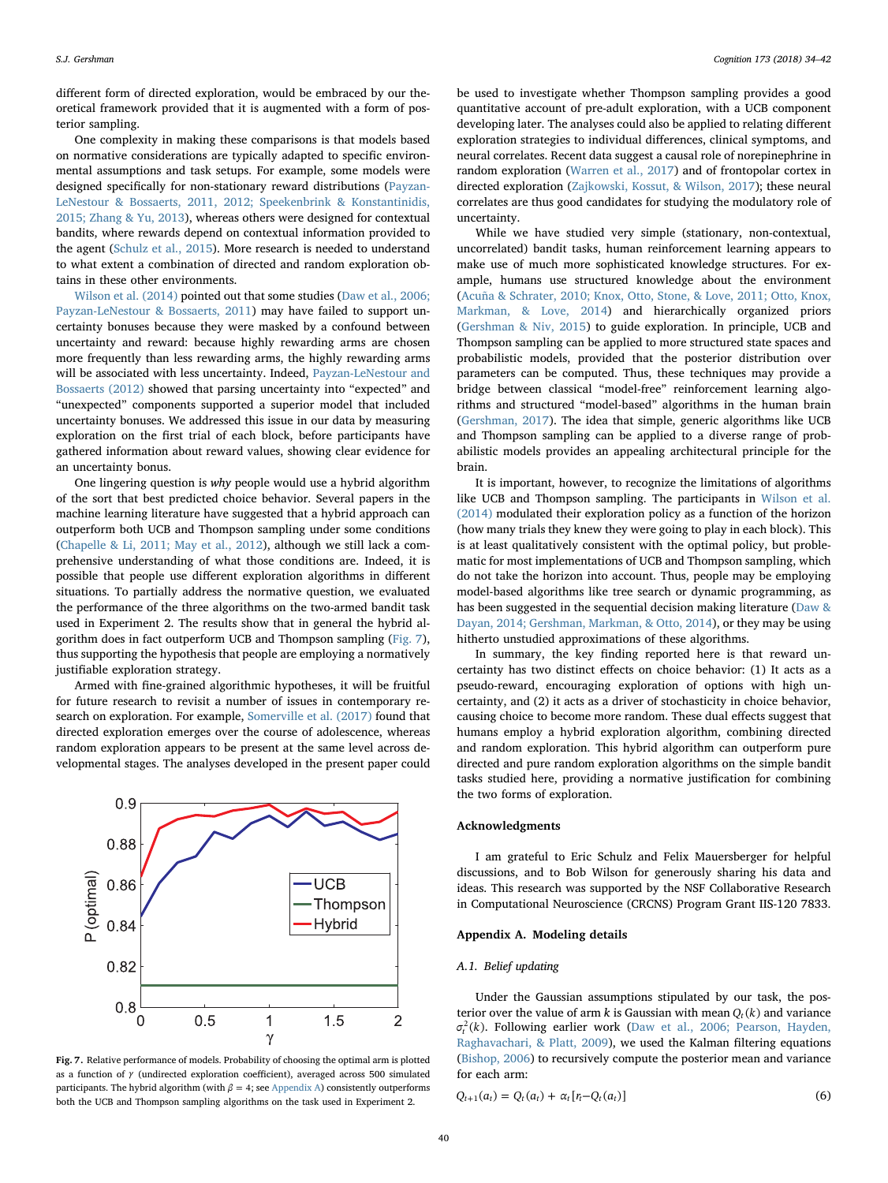different form of directed exploration, would be embraced by our theoretical framework provided that it is augmented with a form of posterior sampling.

One complexity in making these comparisons is that models based on normative considerations are typically adapted to specific environmental assumptions and task setups. For example, some models were designed specifically for non-stationary reward distributions (Payzan-LeNestour & Bossaerts, 2011, 2012; Speekenbrink & Konstantinidis, 2015; Zhang & Yu, 2013), whereas others were designed for contextual bandits, where rewards depend on contextual information provided to the agent (Schulz et al., 2015). More research is needed to understand to what extent a combination of directed and random exploration obtains in these other environments.

Wilson et al. (2014) pointed out that some studies (Daw et al., 2006; Payzan-LeNestour & Bossaerts, 2011) may have failed to support uncertainty bonuses because they were masked by a confound between uncertainty and reward: because highly rewarding arms are chosen more frequently than less rewarding arms, the highly rewarding arms will be associated with less uncertainty. Indeed, Payzan-LeNestour and Bossaerts (2012) showed that parsing uncertainty into "expected" and "unexpected" components supported a superior model that included uncertainty bonuses. We addressed this issue in our data by measuring exploration on the first trial of each block, before participants have gathered information about reward values, showing clear evidence for an uncertainty bonus.

One lingering question is *why* people would use a hybrid algorithm of the sort that best predicted choice behavior. Several papers in the machine learning literature have suggested that a hybrid approach can outperform both UCB and Thompson sampling under some conditions (Chapelle & Li, 2011; May et al., 2012), although we still lack a comprehensive understanding of what those conditions are. Indeed, it is possible that people use different exploration algorithms in different situations. To partially address the normative question, we evaluated the performance of the three algorithms on the two-armed bandit task used in Experiment 2. The results show that in general the hybrid algorithm does in fact outperform UCB and Thompson sampling (Fig. 7), thus supporting the hypothesis that people are employing a normatively justifiable exploration strategy.

Armed with fine-grained algorithmic hypotheses, it will be fruitful for future research to revisit a number of issues in contemporary research on exploration. For example, Somerville et al. (2017) found that directed exploration emerges over the course of adolescence, whereas random exploration appears to be present at the same level across developmental stages. The analyses developed in the present paper could be used to investigate whether Thompson sampling provides a good quantitative account of pre-adult exploration, with a UCB component developing later. The analyses could also be applied to relating different exploration strategies to individual differences, clinical symptoms, and neural correlates. Recent data suggest a causal role of norepinephrine in random exploration (Warren et al., 2017) and of frontopolar cortex in directed exploration (Zajkowski, Kossut, & Wilson, 2017); these neural correlates are thus good candidates for studying the modulatory role of uncertainty.

Fig. 7. Relative performance of models. Probability of choosing the optimal arm is plotted as a function of $\gamma$ (undirected exploration coefficient), averaged across 500 simulated participants. The hybrid algorithm (with $\beta = 4$; see Appendix A) consistently outperforms both the UCB and Thompson sampling algorithms on the task used in Experiment 2.

While we have studied very simple (stationary, non-contextual, uncorrelated) bandit tasks, human reinforcement learning appears to make use of much more sophisticated knowledge structures. For example, humans use structured knowledge about the environment (Acuña & Schrater, 2010; Knox, Otto, Stone, & Love, 2011; Otto, Knox, Markman, & Love, 2014) and hierarchically organized priors (Gershman & Niv, 2015) to guide exploration. In principle, UCB and Thompson sampling can be applied to more structured state spaces and probabilistic models, provided that the posterior distribution over parameters can be computed. Thus, these techniques may provide a bridge between classical "model-free" reinforcement learning algorithms and structured "model-based" algorithms in the human brain (Gershman, 2017). The idea that simple, generic algorithms like UCB and Thompson sampling can be applied to a diverse range of probabilistic models provides an appealing architectural principle for the brain.

It is important, however, to recognize the limitations of algorithms like UCB and Thompson sampling. The participants in Wilson et al. (2014) modulated their exploration policy as a function of the horizon (how many trials they knew they were going to play in each block). This is at least qualitatively consistent with the optimal policy, but problematic for most implementations of UCB and Thompson sampling, which do not take the horizon into account. Thus, people may be employing model-based algorithms like tree search or dynamic programming, as has been suggested in the sequential decision making literature (Daw & Dayan, 2014; Gershman, Markman, & Otto, 2014), or they may be using hitherto unstudied approximations of these algorithms.

In summary, the key finding reported here is that reward uncertainty has two distinct effects on choice behavior: (1) It acts as a pseudo-reward, encouraging exploration of options with high uncertainty, and (2) it acts as a driver of stochasticity in choice behavior, causing choice to become more random. These dual effects suggest that humans employ a hybrid exploration algorithm, combining directed and random exploration. This hybrid algorithm can outperform pure directed and pure random exploration algorithms on the simple bandit tasks studied here, providing a normative justification for combining the two forms of exploration.

## Acknowledgments

I am grateful to Eric Schulz and Felix Mauersberger for helpful discussions, and to Bob Wilson for generously sharing his data and ideas. This research was supported by the NSF Collaborative Research in Computational Neuroscience (CRCNS) Program Grant IIS-120 7833.

## Appendix A. Modeling details

### A.1. Belief updating

Under the Gaussian assumptions stipulated by our task, the posterior over the value of arm $k$ is Gaussian with mean $Q_t(k)$ and variance $\sigma_t^2(k)$. Following earlier work (Daw et al., 2006; Pearson, Hayden, Raghavachari, & Platt, 2009), we used the Kalman filtering equations (Bishop, 2006) to recursively compute the posterior mean and variance for each arm:

$$Q_{t+1}(a_t) = Q_t(a_t) + \alpha_t [r_t - Q_t(a_t)] \tag{6}$$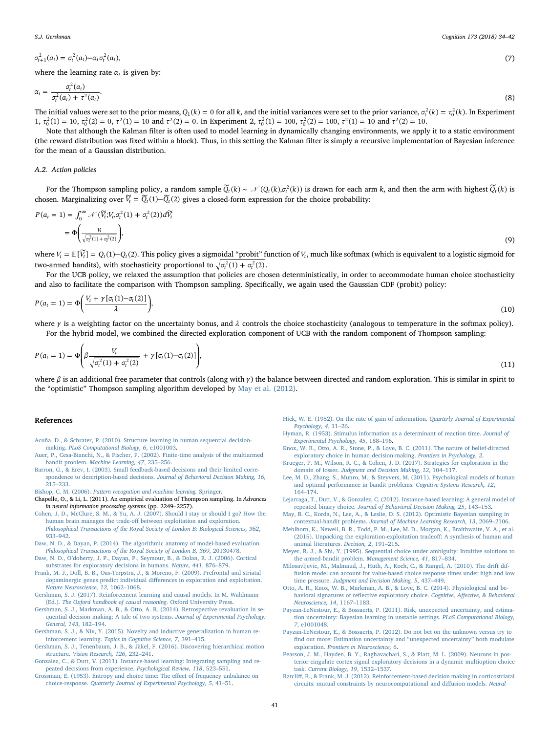$$\sigma_{t+1}^2(a_t) = \sigma_t^2(a_t) - \alpha_t \sigma_t^2(a_t), \tag{7}$$

where the learning rate $\alpha_t$ is given by:

$$\alpha_t = \frac{\sigma_t^2(a_t)}{\sigma_t^2(a_t) + \tau^2(a_t)}. \tag{8}$$

The initial values were set to the prior means, $Q_1(k) = 0$ for all $k$, and the initial variances were set to the prior variance, $\sigma_t^2(k) = \tau_0^2(k)$. In Experiment 1, $\tau_0^2(1) = 10$, $\tau_0^2(2) = 0$, $\tau^2(1) = 10$ and $\tau^2(2) = 0$. In Experiment 2, $\tau_0^2(1) = 100$, $\tau_0^2(2) = 100$, $\tau^2(1) = 10$ and $\tau^2(2) = 10$.

Note that although the Kalman filter is often used to model learning in dynamically changing environments, we apply it to a static environment (the reward distribution was fixed within a block). Thus, in this setting the Kalman filter is simply a recursive implementation of Bayesian inference for the mean of a Gaussian distribution.

### A.2. Action policies

For the Thompson sampling policy, a random sample $\widetilde{Q}_t(k) \sim \mathcal{N}(Q_t(k), \sigma_t^2(k))$ is drawn for each arm $k$, and then the arm with highest $\widetilde{Q}_t(k)$ is chosen. Marginalizing over $\widetilde{V}_t = \widetilde{Q}_t(1) - \widetilde{Q}_t(2)$ gives a closed-form expression for the choice probability:

$$\begin{aligned} P(a_t = 1) &= \int_0^\infty \mathcal{N}(\widetilde{V}_t; V_t, \sigma_t^2(1) + \sigma_t^2(2)) d\widetilde{V}_t \\ &= \Phi\left(\frac{V_t}{\sqrt{\sigma_t^2(1) + \sigma_t^2(2)}}\right), \end{aligned} \tag{9}$$

where $V_t = \mathbb{E}[\widetilde{V}_t] = Q_t(1) - Q_t(2)$. This policy gives a sigmoidal "probit" function of $V_t$, much like softmax (which is equivalent to a logistic sigmoid for two-armed bandits), with stochasticity proportional to $\sqrt{\sigma_t^2(1) + \sigma_t^2(2)}$.

For the UCB policy, we relaxed the assumption that policies are chosen deterministically, in order to accommodate human choice stochasticity and also to facilitate the comparison with Thompson sampling. Specifically, we again used the Gaussian CDF (probit) policy:

$$P(a_t = 1) = \Phi\left(\frac{V_t + \gamma[\sigma_t(1) - \sigma_t(2)]}{\lambda}\right), \tag{10}$$

where $\gamma$ is a weighting factor on the uncertainty bonus, and $\lambda$ controls the choice stochasticity (analogous to temperature in the softmax policy).

For the hybrid model, we combined the directed exploration component of UCB with the random component of Thompson sampling:

$$P(a_t = 1) = \Phi\left(\beta \frac{V_t}{\sqrt{\sigma_t^2(1) + \sigma_t^2(2)}} + \gamma[\sigma_t(1) - \sigma_t(2)]\right), \tag{11}$$

where $\beta$ is an additional free parameter that controls (along with $\gamma$) the balance between directed and random exploration. This is similar in spirit to the "optimistic" Thompson sampling algorithm developed by May et al. (2012).

## References

Acuña, D., & Schrater, P. (2010). Structure learning in human sequential decision-making. *PLoS Computational Biology, 6*, e1001003.

Auer, P., Cesa-Bianchi, N., & Fischer, P. (2002). Finite-time analysis of the multiarmed bandit problem. *Machine Learning, 47*, 235–256.

Barron, G., & Erev, I. (2003). Small feedback-based decisions and their limited correspondence to description-based decisions. *Journal of Behavioral Decision Making, 16*, 215–233.

Bishop, C. M. (2006). *Pattern recognition and machine learning.* Springer.

Chapelle, O., & Li, L. (2011). An empirical evaluation of Thompson sampling. In *Advances in neural information processing systems* (pp. 2249–2257).

Cohen, J. D., McClure, S. M., & Yu, A. J. (2007). Should I stay or should I go? How the human brain manages the trade-off between exploitation and exploration. *Philosophical Transactions of the Royal Society of London B: Biological Sciences, 362*, 933–942.

Daw, N. D., & Dayan, P. (2014). The algorithmic anatomy of model-based evaluation. *Philosophical Transactions of the Royal Society of London B, 369*, 20130478.

Daw, N. D., O'doherty, J. P., Dayan, P., Seymour, B., & Dolan, R. J. (2006). Cortical substrates for exploratory decisions in humans. *Nature, 441*, 876–879.

Frank, M. J., Doll, B. B., Oas-Terpstra, J., & Moreno, F. (2009). Prefrontal and striatal dopaminergic genes predict individual differences in exploration and exploitation. *Nature Neuroscience, 12*, 1062–1068.

Gershman, S. J. (2017). Reinforcement learning and causal models. In M. Waldmann (Ed.). *The Oxford handbook of causal reasoning.* Oxford University Press.

Gershman, S. J., Markman, A. B., & Otto, A. R. (2014). Retrospective revaluation in sequential decision making: A tale of two systems. *Journal of Experimental Psychology: General, 143*, 182–194.

Gershman, S. J., & Niv, Y. (2015). Novelty and inductive generalization in human reinforcement learning. *Topics in Cognitive Science, 7*, 391–415.

Gershman, S. J., Tenenbaum, J. B., & Jäkel, F. (2016). Discovering hierarchical motion structure. *Vision Research, 126*, 232–241.

Gonzalez, C., & Dutt, V. (2011). Instance-based learning: Integrating sampling and repeated decisions from experience. *Psychological Review, 118*, 523–551.

Grossman, E. (1953). Entropy and choice time: The effect of frequency unbalance on choice-response. *Quarterly Journal of Experimental Psychology, 5*, 41–51.

Hick, W. E. (1952). On the rate of gain of information. *Quarterly Journal of Experimental Psychology, 4*, 11–26.

Hyman, R. (1953). Stimulus information as a determinant of reaction time. *Journal of Experimental Psychology, 45*, 188–196.

Knox, W. B., Otto, A. R., Stone, P., & Love, B. C. (2011). The nature of belief-directed exploratory choice in human decision-making. *Frontiers in Psychology, 2*.

Krueger, P. M., Wilson, R. C., & Cohen, J. D. (2017). Strategies for exploration in the domain of losses. *Judgment and Decision Making, 12*, 104–117.

Lee, M. D., Zhang, S., Munro, M., & Steyvers, M. (2011). Psychological models of human and optimal performance in bandit problems. *Cognitive Systems Research, 12*, 164–174.

Lejarraga, T., Dutt, V., & Gonzalez, C. (2012). Instance-based learning: A general model of repeated binary choice. *Journal of Behavioral Decision Making, 25*, 143–153.

May, B. C., Korda, N., Lee, A., & Leslie, D. S. (2012). Optimistic Bayesian sampling in contextual-bandit problems. *Journal of Machine Learning Research, 13*, 2069–2106.

Mehlhorn, K., Newell, B. R., Todd, P. M., Lee, M. D., Morgan, K., Braithwaite, V. A., et al. (2015). Unpacking the exploration-exploitation tradeoff: A synthesis of human and animal literatures. *Decision, 2*, 191–215.

Meyer, R. J., & Shi, Y. (1995). Sequential choice under ambiguity: Intuitive solutions to the armed-bandit problem. *Management Science, 41*, 817–834.

Milosavljevic, M., Malmaud, J., Huth, A., Koch, C., & Rangel, A. (2010). The drift diffusion model can account for value-based choice response times under high and low time pressure. *Judgment and Decision Making, 5*, 437–449.

Otto, A. R., Knox, W. B., Markman, A. B., & Love, B. C. (2014). Physiological and behavioral signatures of reflective exploratory choice. *Cognitive, Affective, & Behavioral Neuroscience, 14*, 1167–1183.

Payzan-LeNestour, E., & Bossaerts, P. (2011). Risk, unexpected uncertainty, and estimation uncertainty: Bayesian learning in unstable settings. *PLoS Computational Biology, 7*, e1001048.

Payzan-LeNestour, E., & Bossaerts, P. (2012). Do not bet on the unknown versus try to find out more: Estimation uncertainty and "unexpected uncertainty" both modulate exploration. *Frontiers in Neuroscience, 6*.

Pearson, J. M., Hayden, B. Y., Raghavachari, S., & Platt, M. L. (2009). Neurons in posterior cingulate cortex signal exploratory decisions in a dynamic multioption choice task. *Current Biology, 19*, 1532–1537.

Ratcliff, R., & Frank, M. J. (2012). Reinforcement-based decision making in corticostriatal circuits: mutual constraints by neurocomputational and diffusion models. *Neural*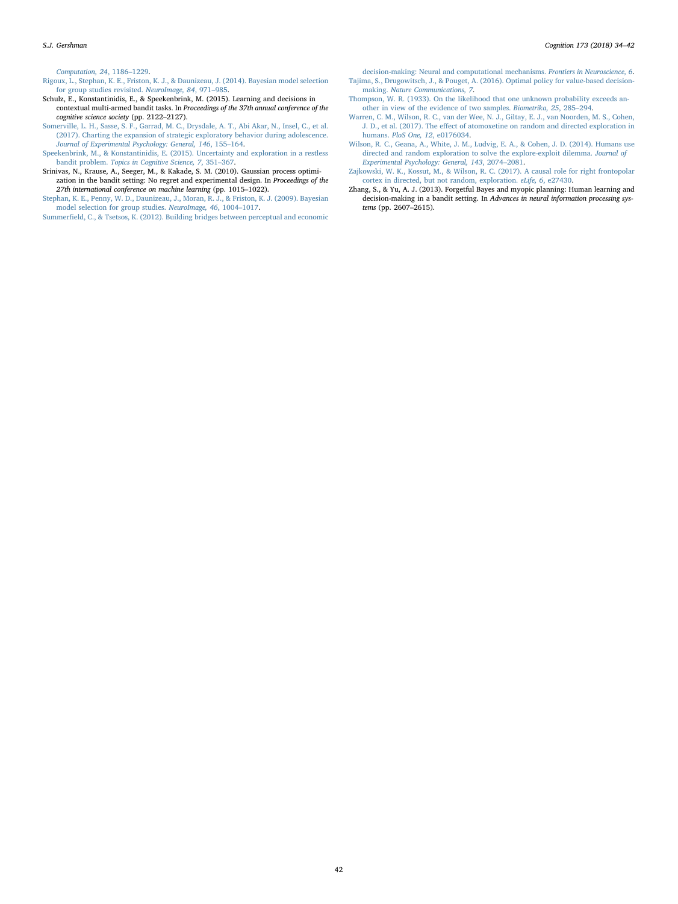*Computation, 24*, 1186–1229.

Rigoux, L., Stephan, K. E., Friston, K. J., & Daunizeau, J. (2014). Bayesian model selection for group studies revisited. *NeuroImage, 84*, 971–985.

Schulz, E., Konstantinidis, E., & Speekenbrink, M. (2015). Learning and decisions in contextual multi-armed bandit tasks. In *Proceedings of the 37th annual conference of the cognitive science society* (pp. 2122–2127).

Somerville, L. H., Sasse, S. F., Garrad, M. C., Drysdale, A. T., Abi Akar, N., Insel, C., et al. (2017). Charting the expansion of strategic exploratory behavior during adolescence. *Journal of Experimental Psychology: General, 146*, 155–164.

Speekenbrink, M., & Konstantinidis, E. (2015). Uncertainty and exploration in a restless bandit problem. *Topics in Cognitive Science, 7*, 351–367.

Srinivas, N., Krause, A., Seeger, M., & Kakade, S. M. (2010). Gaussian process optimization in the bandit setting: No regret and experimental design. In *Proceedings of the 27th international conference on machine learning* (pp. 1015–1022).

Stephan, K. E., Penny, W. D., Daunizeau, J., Moran, R. J., & Friston, K. J. (2009). Bayesian model selection for group studies. *NeuroImage, 46*, 1004–1017.

Summerfield, C., & Tsetsos, K. (2012). Building bridges between perceptual and economic decision-making: Neural and computational mechanisms. *Frontiers in Neuroscience, 6*.

Tajima, S., Drugowitsch, J., & Pouget, A. (2016). Optimal policy for value-based decision-making. *Nature Communications, 7*.

Thompson, W. R. (1933). On the likelihood that one unknown probability exceeds another in view of the evidence of two samples. *Biometrika, 25*, 285–294.

Warren, C. M., Wilson, R. C., van der Wee, N. J., Giltay, E. J., van Noorden, M. S., Cohen, J. D., et al. (2017). The effect of atomoxetine on random and directed exploration in humans. *PloS One, 12*, e0176034.

Wilson, R. C., Geana, A., White, J. M., Ludvig, E. A., & Cohen, J. D. (2014). Humans use directed and random exploration to solve the explore-exploit dilemma. *Journal of Experimental Psychology: General, 143*, 2074–2081.

Zajkowski, W. K., Kossut, M., & Wilson, R. C. (2017). A causal role for right frontopolar cortex in directed, but not random, exploration. *eLife, 6*, e27430.

Zhang, S., & Yu, A. J. (2013). Forgetful Bayes and myopic planning: Human learning and decision-making in a bandit setting. In *Advances in neural information processing systems* (pp. 2607–2615).